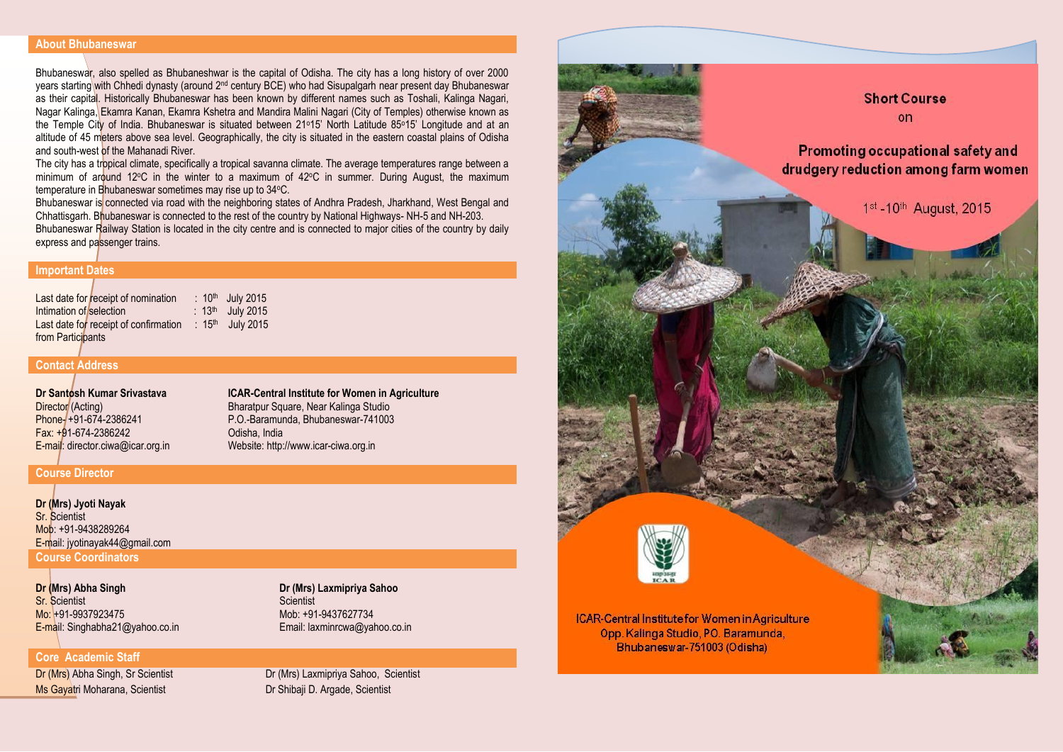## About Bhubaneswar

Bhubaneswar, also spelled as Bhubaneshwar is the capital of Odisha. The city has a long history of over 2000 years starting with Chhedi dynasty (around 2nd century BCE) who had Sisupalgarh near present day Bhubaneswar as their capital. Historically Bhubaneswar has been known by different names such as Toshali, Kalinga Nagari, Nagar Kalinga, Ekamra Kanan, Ekamra Kshetra and Mandira Malini Nagari (City of Temples) otherwise known as the Temple City of India. Bhubaneswar is situated between 21°15' North Latitude 85°15' Longitude and at an altitude of 45 meters above sea level. Geographically, the city is situated in the eastern coastal plains of Odisha and south-west of the Mahanadi River.

The city has a tropical climate, specifically a tropical savanna climate. The average temperatures range between a minimum of around 12°C in the winter to a maximum of 42°C in summer. During August, the maximum temperature in Bhubaneswar sometimes may rise up to 34°C.

Bhubaneswar is connected via road with the neighboring states of Andhra Pradesh, Jharkhand, West Bengal and Chhattisgarh. Bhubaneswar is connected to the rest of the country by National Highways- NH-5 and NH-203.

Bhubaneswar Railway Station is located in the city centre and is connected to major cities of the country by daily express and passenger trains.

## Important Dates

| | |
|---|---|
| Last date for receipt of nomination | : 10th July 2015 |
| Intimation of selection | : 13th July 2015 |
| Last date for receipt of confirmation from Participants | : 15th July 2015 |

## Contact Address

**Dr Santosh Kumar Srivastava**
Director (Acting)
Phone- +91-674-2386241
Fax: +91-674-2386242
E-mail: director.ciwa@icar.org.in

**ICAR-Central Institute for Women in Agriculture**
Bharatpur Square, Near Kalinga Studio
P.O.-Baramunda, Bhubaneswar-741003
Odisha, India
Website: http://www.icar-ciwa.org.in

## Course Director

**Dr (Mrs) Jyoti Nayak**
Sr. Scientist
Mob: +91-9438289264
E-mail: jyotinayak44@gmail.com

## Course Coordinators

**Dr (Mrs) Abha Singh**
Sr. Scientist
Mo: +91-9937923475
E-mail: Singhabha21@yahoo.co.in

**Dr (Mrs) Laxmipriya Sahoo**
Scientist
Mob: +91-9437627734
Email: laxminrcwa@yahoo.co.in

## Core Academic Staff

Dr (Mrs) Abha Singh, Sr Scientist
Dr (Mrs) Laxmipriya Sahoo, Scientist
Ms Gayatri Moharana, Scientist
Dr Shibaji D. Argade, Scientist

---

# Short Course on

# Promoting occupational safety and drudgery reduction among farm women

1st -10th August, 2015

ICAR-Central Institute for Women in Agriculture
Opp. Kalinga Studio, PO. Baramunda,
Bhubaneswar-751003 (Odisha)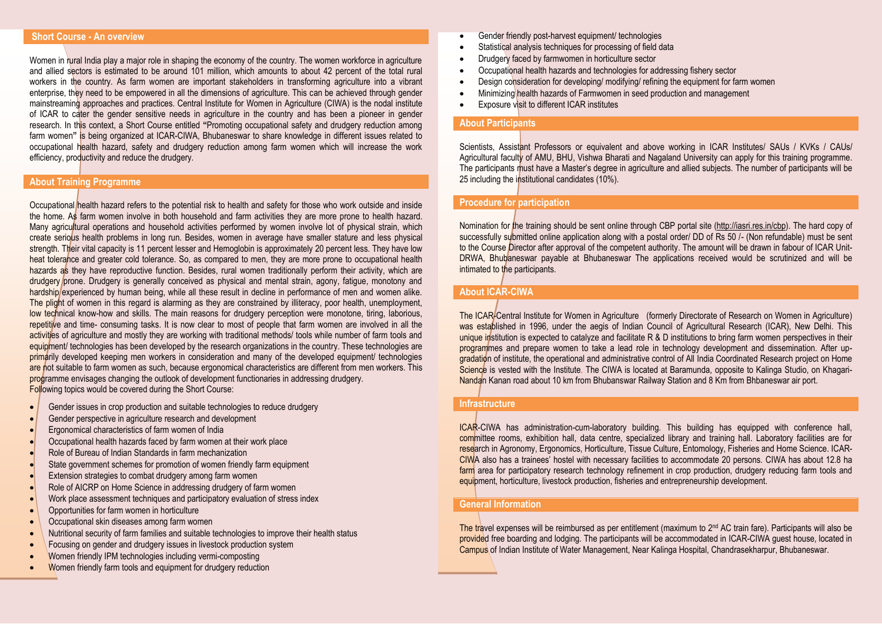## Short Course - An overview

Women in rural India play a major role in shaping the economy of the country. The women workforce in agriculture and allied sectors is estimated to be around 101 million, which amounts to about 42 percent of the total rural workers in the country. As farm women are important stakeholders in transforming agriculture into a vibrant enterprise, they need to be empowered in all the dimensions of agriculture. This can be achieved through gender mainstreaming approaches and practices. Central Institute for Women in Agriculture (CIWA) is the nodal institute of ICAR to cater the gender sensitive needs in agriculture in the country and has been a pioneer in gender research. In this context, a Short Course entitled **"**Promoting occupational safety and drudgery reduction among farm women**"** is being organized at ICAR-CIWA, Bhubaneswar to share knowledge in different issues related to occupational health hazard, safety and drudgery reduction among farm women which will increase the work efficiency, productivity and reduce the drudgery.

## About Training Programme

Occupational health hazard refers to the potential risk to health and safety for those who work outside and inside the home. As farm women involve in both household and farm activities they are more prone to health hazard. Many agricultural operations and household activities performed by women involve lot of physical strain, which create serious health problems in long run. Besides, women in average have smaller stature and less physical strength. Their vital capacity is 11 percent lesser and Hemoglobin is approximately 20 percent less. They have low heat tolerance and greater cold tolerance. So, as compared to men, they are more prone to occupational health hazards as they have reproductive function. Besides, rural women traditionally perform their activity, which are drudgery prone. Drudgery is generally conceived as physical and mental strain, agony, fatigue, monotony and hardship experienced by human being, while all these result in decline in performance of men and women alike. The plight of women in this regard is alarming as they are constrained by illiteracy, poor health, unemployment, low technical know-how and skills. The main reasons for drudgery perception were monotone, tiring, laborious, repetitive and time- consuming tasks. It is now clear to most of people that farm women are involved in all the activities of agriculture and mostly they are working with traditional methods/ tools while number of farm tools and equipment/ technologies has been developed by the research organizations in the country. These technologies are primarily developed keeping men workers in consideration and many of the developed equipment/ technologies are not suitable to farm women as such, because ergonomical characteristics are different from men workers. This programme envisages changing the outlook of development functionaries in addressing drudgery.
Following topics would be covered during the Short Course:

- Gender issues in crop production and suitable technologies to reduce drudgery
- Gender perspective in agriculture research and development
- Ergonomical characteristics of farm women of India
- Occupational health hazards faced by farm women at their work place
- Role of Bureau of Indian Standards in farm mechanization
- State government schemes for promotion of women friendly farm equipment
- Extension strategies to combat drudgery among farm women
- Role of AICRP on Home Science in addressing drudgery of farm women
- Work place assessment techniques and participatory evaluation of stress index
- Opportunities for farm women in horticulture
- Occupational skin diseases among farm women
- Nutritional security of farm families and suitable technologies to improve their health status
- Focusing on gender and drudgery issues in livestock production system
- Women friendly IPM technologies including vermi-composting
- Women friendly farm tools and equipment for drudgery reduction
- Gender friendly post-harvest equipment/ technologies
- Statistical analysis techniques for processing of field data
- Drudgery faced by farmwomen in horticulture sector
- Occupational health hazards and technologies for addressing fishery sector
- Design consideration for developing/ modifying/ refining the equipment for farm women
- Minimizing health hazards of Farmwomen in seed production and management
- Exposure visit to different ICAR institutes

## About Participants

Scientists, Assistant Professors or equivalent and above working in ICAR Institutes/ SAUs / KVKs / CAUs/ Agricultural faculty of AMU, BHU, Vishwa Bharati and Nagaland University can apply for this training programme. The participants must have a Master's degree in agriculture and allied subjects. The number of participants will be 25 including the institutional candidates (10%).

## Procedure for participation

Nomination for the training should be sent online through CBP portal site (http://iasri.res.in/cbp). The hard copy of successfully submitted online application along with a postal order/ DD of Rs 50 /- (Non refundable) must be sent to the Course Director after approval of the competent authority. The amount will be drawn in fabour of ICAR Unit-DRWA, Bhubaneswar payable at Bhubaneswar The applications received would be scrutinized and will be intimated to the participants.

## About ICAR-CIWA

The ICAR-Central Institute for Women in Agriculture (formerly Directorate of Research on Women in Agriculture) was established in 1996, under the aegis of Indian Council of Agricultural Research (ICAR), New Delhi. This unique institution is expected to catalyze and facilitate R & D institutions to bring farm women perspectives in their programmes and prepare women to take a lead role in technology development and dissemination. After up-gradation of institute, the operational and administrative control of All India Coordinated Research project on Home Science is vested with the Institute. The CIWA is located at Baramunda, opposite to Kalinga Studio, on Khagari-Nandan Kanan road about 10 km from Bhubanswar Railway Station and 8 Km from Bhbaneswar air port.

## Infrastructure

ICAR-CIWA has administration-cum-laboratory building. This building has equipped with conference hall, committee rooms, exhibition hall, data centre, specialized library and training hall. Laboratory facilities are for research in Agronomy, Ergonomics, Horticulture, Tissue Culture, Entomology, Fisheries and Home Science. ICAR-CIWA also has a trainees' hostel with necessary facilities to accommodate 20 persons. CIWA has about 12.8 ha farm area for participatory research technology refinement in crop production, drudgery reducing farm tools and equipment, horticulture, livestock production, fisheries and entrepreneurship development.

## General Information

The travel expenses will be reimbursed as per entitlement (maximum to 2nd AC train fare). Participants will also be provided free boarding and lodging. The participants will be accommodated in ICAR-CIWA guest house, located in Campus of Indian Institute of Water Management, Near Kalinga Hospital, Chandrasekharpur, Bhubaneswar.